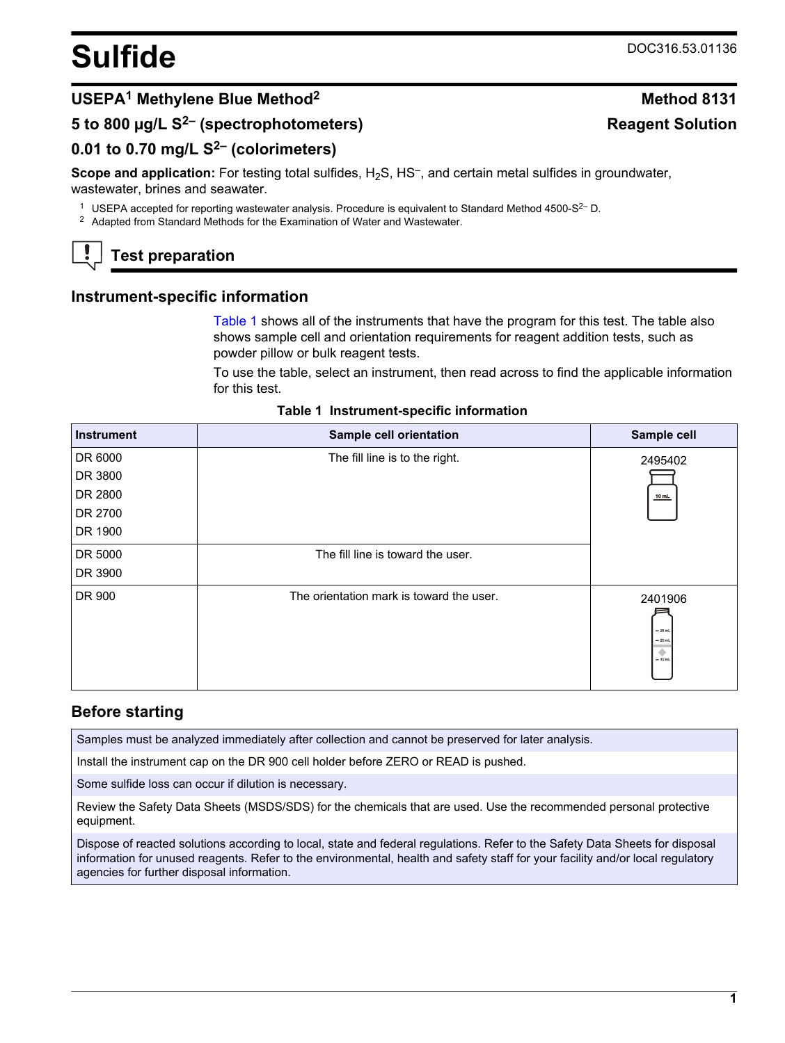# Sulfide

DOC316.53.01136

## USEPA[1] Methylene Blue Method[2] — Method 8131

## 5 to 800 µg/L $S^{2-}$ (spectrophotometers) — Reagent Solution

## 0.01 to 0.70 mg/L $S^{2-}$ (colorimeters)

**Scope and application:** For testing total sulfides, $H_2S$, $HS^-$, and certain metal sulfides in groundwater, wastewater, brines and seawater.

[1] USEPA accepted for reporting wastewater analysis. Procedure is equivalent to Standard Method 4500-$S^{2-}$ D.

[2] Adapted from Standard Methods for the Examination of Water and Wastewater.

## Test preparation

### Instrument-specific information

Table 1 shows all of the instruments that have the program for this test. The table also shows sample cell and orientation requirements for reagent addition tests, such as powder pillow or bulk reagent tests.

To use the table, select an instrument, then read across to find the applicable information for this test.

**Table 1 Instrument-specific information**

| Instrument | Sample cell orientation | Sample cell |
|---|---|---|
| DR 6000<br>DR 3800<br>DR 2800<br>DR 2700<br>DR 1900 | The fill line is to the right. | 2495402 |
| DR 5000<br>DR 3900 | The fill line is toward the user. | 2495402 |
| DR 900 | The orientation mark is toward the user. | 2401906 |

### Before starting

Samples must be analyzed immediately after collection and cannot be preserved for later analysis.

Install the instrument cap on the DR 900 cell holder before ZERO or READ is pushed.

Some sulfide loss can occur if dilution is necessary.

Review the Safety Data Sheets (MSDS/SDS) for the chemicals that are used. Use the recommended personal protective equipment.

Dispose of reacted solutions according to local, state and federal regulations. Refer to the Safety Data Sheets for disposal information for unused reagents. Refer to the environmental, health and safety staff for your facility and/or local regulatory agencies for further disposal information.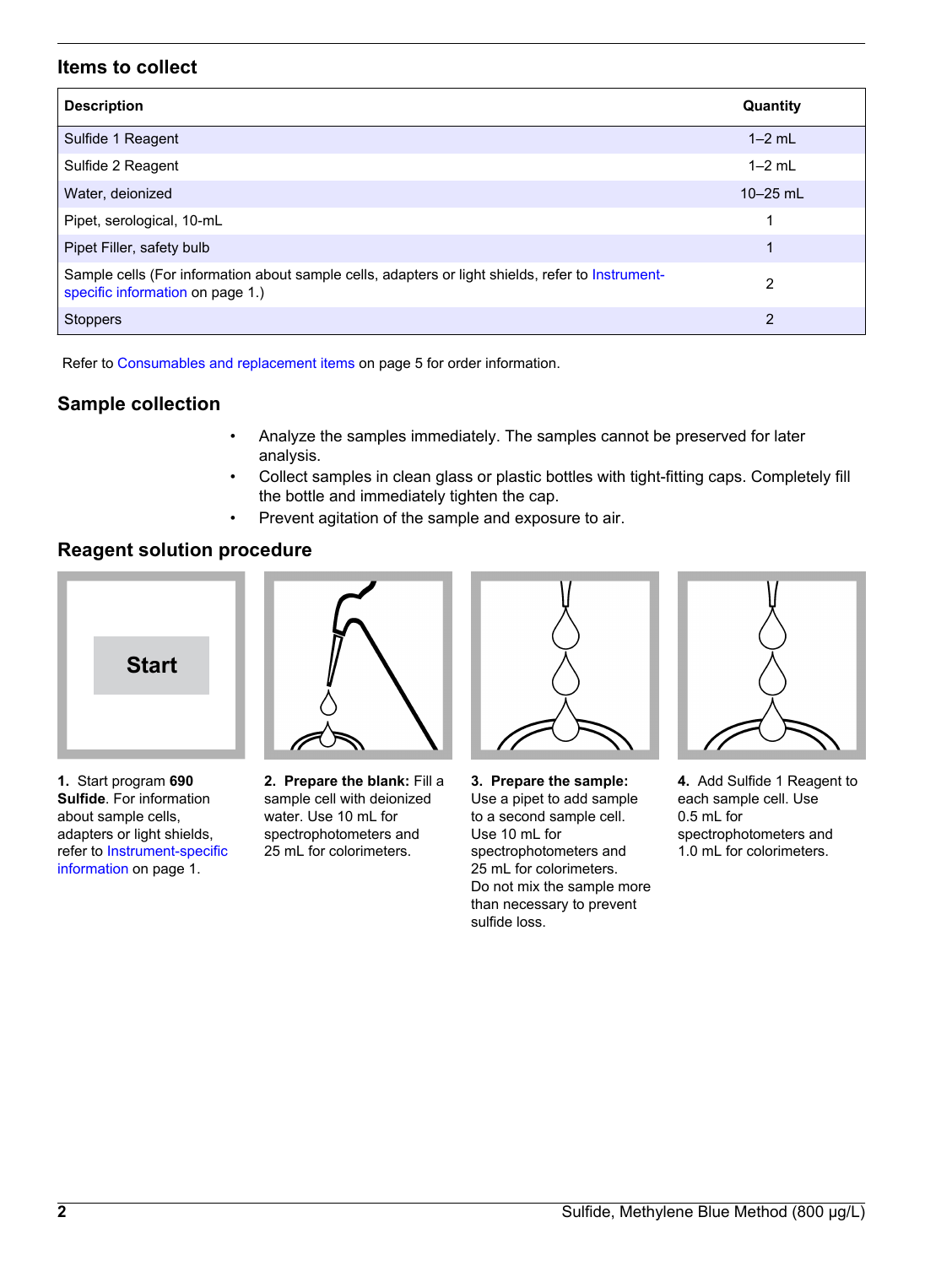## Items to collect

| Description | Quantity |
| --- | --- |
| Sulfide 1 Reagent | 1–2 mL |
| Sulfide 2 Reagent | 1–2 mL |
| Water, deionized | 10–25 mL |
| Pipet, serological, 10-mL | 1 |
| Pipet Filler, safety bulb | 1 |
| Sample cells (For information about sample cells, adapters or light shields, refer to Instrument-specific information on page 1.) | 2 |
| Stoppers | 2 |

Refer to Consumables and replacement items on page 5 for order information.

## Sample collection

- Analyze the samples immediately. The samples cannot be preserved for later analysis.
- Collect samples in clean glass or plastic bottles with tight-fitting caps. Completely fill the bottle and immediately tighten the cap.
- Prevent agitation of the sample and exposure to air.

## Reagent solution procedure

Start

1. Start program **690 Sulfide**. For information about sample cells, adapters or light shields, refer to Instrument-specific information on page 1.

2. **Prepare the blank:** Fill a sample cell with deionized water. Use 10 mL for spectrophotometers and 25 mL for colorimeters.

3. **Prepare the sample:** Use a pipet to add sample to a second sample cell. Use 10 mL for spectrophotometers and 25 mL for colorimeters. Do not mix the sample more than necessary to prevent sulfide loss.

4. Add Sulfide 1 Reagent to each sample cell. Use 0.5 mL for spectrophotometers and 1.0 mL for colorimeters.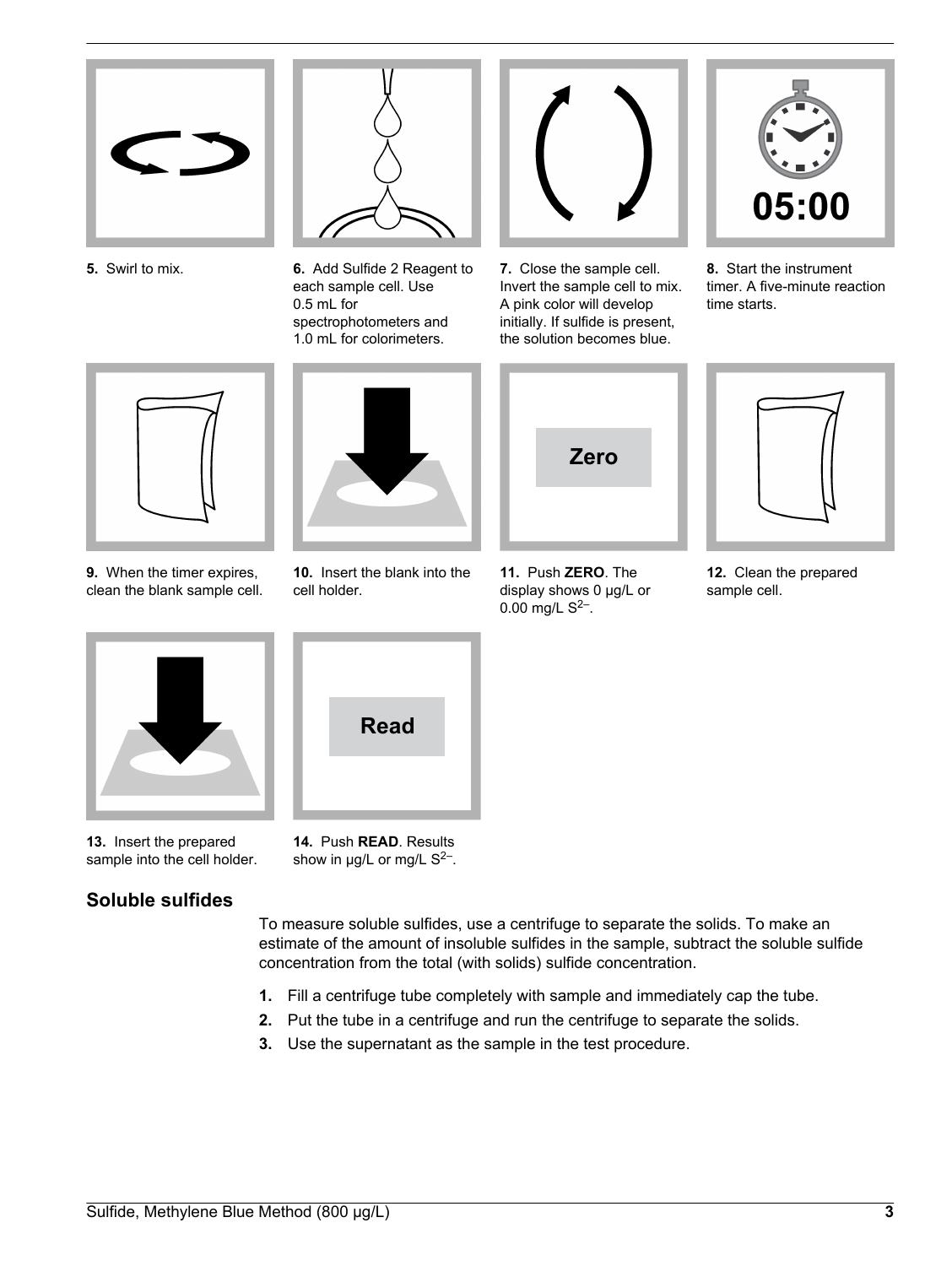5. Swirl to mix.

6. Add Sulfide 2 Reagent to each sample cell. Use 0.5 mL for spectrophotometers and 1.0 mL for colorimeters.

7. Close the sample cell. Invert the sample cell to mix. A pink color will develop initially. If sulfide is present, the solution becomes blue.

8. Start the instrument timer. A five-minute reaction time starts.

9. When the timer expires, clean the blank sample cell.

10. Insert the blank into the cell holder.

11. Push **ZERO**. The display shows 0 µg/L or 0.00 mg/L $S^{2-}$.

12. Clean the prepared sample cell.

13. Insert the prepared sample into the cell holder.

14. Push **READ**. Results show in µg/L or mg/L $S^{2-}$.

## Soluble sulfides

To measure soluble sulfides, use a centrifuge to separate the solids. To make an estimate of the amount of insoluble sulfides in the sample, subtract the soluble sulfide concentration from the total (with solids) sulfide concentration.

1. Fill a centrifuge tube completely with sample and immediately cap the tube.
2. Put the tube in a centrifuge and run the centrifuge to separate the solids.
3. Use the supernatant as the sample in the test procedure.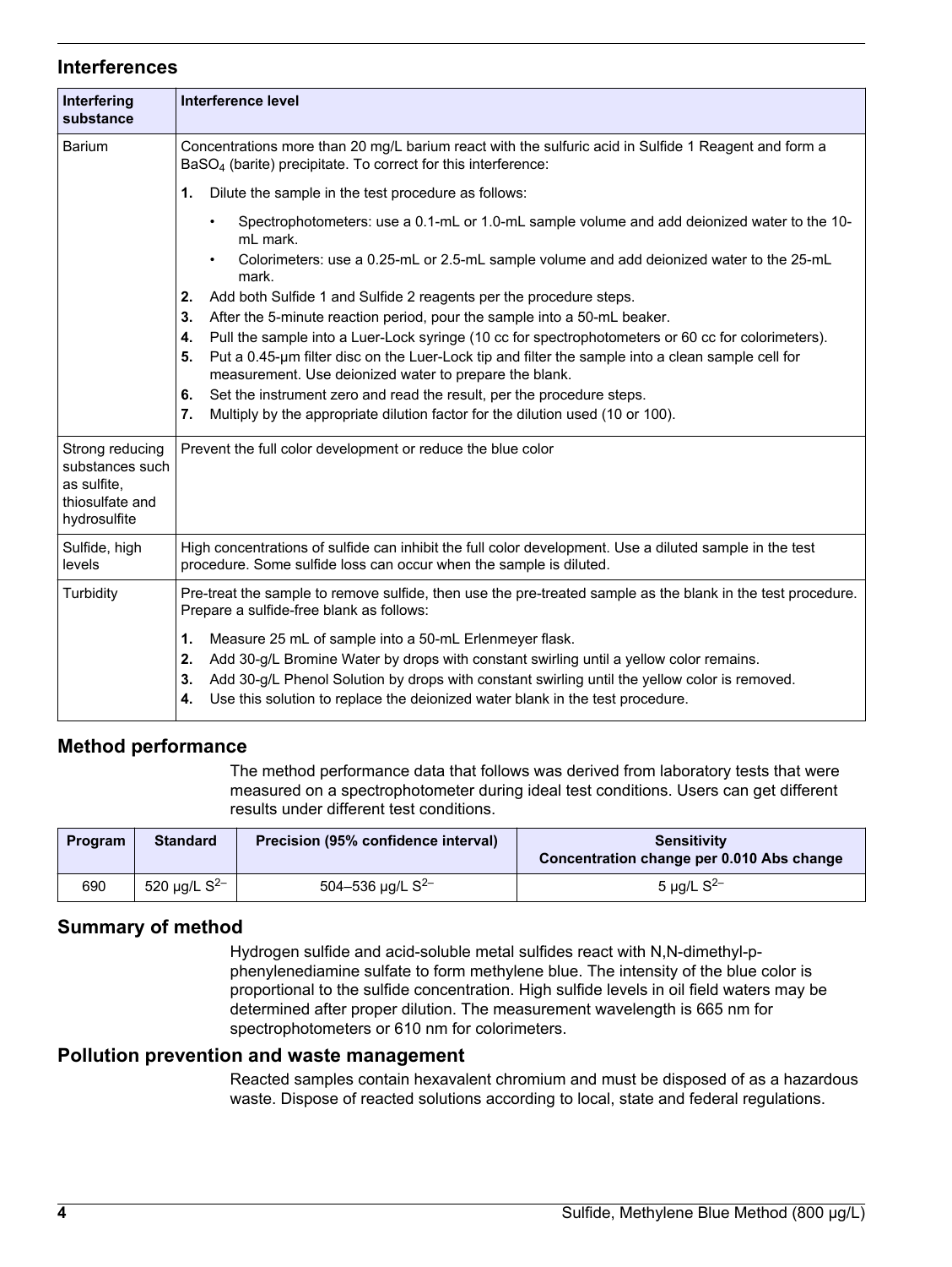## Interferences

| Interfering substance | Interference level |
| --- | --- |
| Barium | Concentrations more than 20 mg/L barium react with the sulfuric acid in Sulfide 1 Reagent and form a $BaSO_4$ (barite) precipitate. To correct for this interference:<br>1. Dilute the sample in the test procedure as follows:<br>• Spectrophotometers: use a 0.1-mL or 1.0-mL sample volume and add deionized water to the 10-mL mark.<br>• Colorimeters: use a 0.25-mL or 2.5-mL sample volume and add deionized water to the 25-mL mark.<br>2. Add both Sulfide 1 and Sulfide 2 reagents per the procedure steps.<br>3. After the 5-minute reaction period, pour the sample into a 50-mL beaker.<br>4. Pull the sample into a Luer-Lock syringe (10 cc for spectrophotometers or 60 cc for colorimeters).<br>5. Put a 0.45-µm filter disc on the Luer-Lock tip and filter the sample into a clean sample cell for measurement. Use deionized water to prepare the blank.<br>6. Set the instrument zero and read the result, per the procedure steps.<br>7. Multiply by the appropriate dilution factor for the dilution used (10 or 100). |
| Strong reducing substances such as sulfite, thiosulfate and hydrosulfite | Prevent the full color development or reduce the blue color |
| Sulfide, high levels | High concentrations of sulfide can inhibit the full color development. Use a diluted sample in the test procedure. Some sulfide loss can occur when the sample is diluted. |
| Turbidity | Pre-treat the sample to remove sulfide, then use the pre-treated sample as the blank in the test procedure. Prepare a sulfide-free blank as follows:<br>1. Measure 25 mL of sample into a 50-mL Erlenmeyer flask.<br>2. Add 30-g/L Bromine Water by drops with constant swirling until a yellow color remains.<br>3. Add 30-g/L Phenol Solution by drops with constant swirling until the yellow color is removed.<br>4. Use this solution to replace the deionized water blank in the test procedure. |

## Method performance

The method performance data that follows was derived from laboratory tests that were measured on a spectrophotometer during ideal test conditions. Users can get different results under different test conditions.

| Program | Standard | Precision (95% confidence interval) | Sensitivity Concentration change per 0.010 Abs change |
| --- | --- | --- | --- |
| 690 | 520 µg/L $S^{2-}$ | 504–536 µg/L $S^{2-}$ | 5 µg/L $S^{2-}$ |

## Summary of method

Hydrogen sulfide and acid-soluble metal sulfides react with N,N-dimethyl-p-phenylenediamine sulfate to form methylene blue. The intensity of the blue color is proportional to the sulfide concentration. High sulfide levels in oil field waters may be determined after proper dilution. The measurement wavelength is 665 nm for spectrophotometers or 610 nm for colorimeters.

## Pollution prevention and waste management

Reacted samples contain hexavalent chromium and must be disposed of as a hazardous waste. Dispose of reacted solutions according to local, state and federal regulations.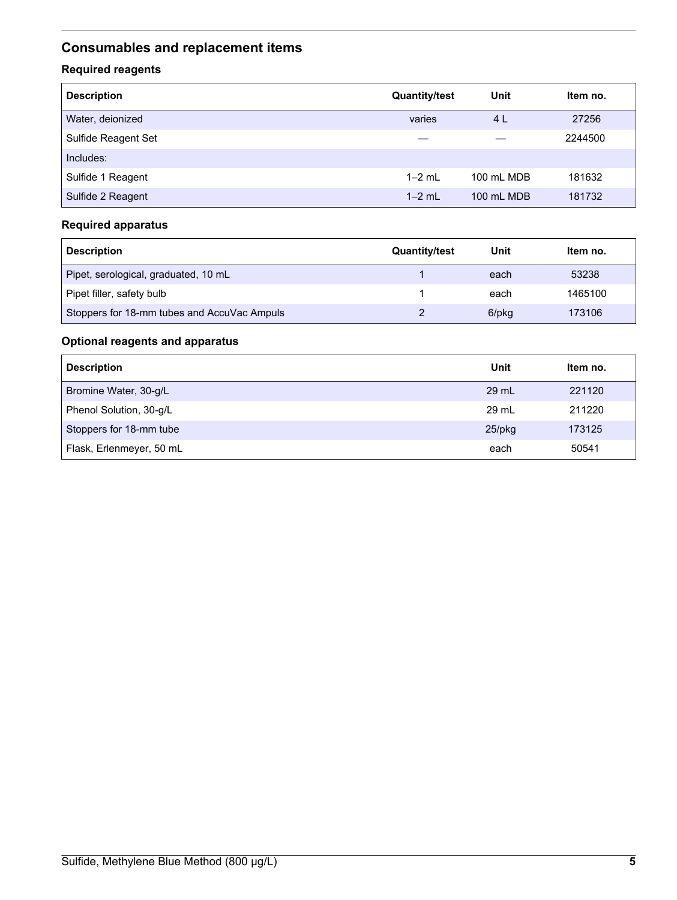## Consumables and replacement items

### Required reagents

| Description | Quantity/test | Unit | Item no. |
|---|---|---|---|
| Water, deionized | varies | 4 L | 27256 |
| Sulfide Reagent Set | — | — | 2244500 |
| Includes: | | | |
| Sulfide 1 Reagent | 1–2 mL | 100 mL MDB | 181632 |
| Sulfide 2 Reagent | 1–2 mL | 100 mL MDB | 181732 |

### Required apparatus

| Description | Quantity/test | Unit | Item no. |
|---|---|---|---|
| Pipet, serological, graduated, 10 mL | 1 | each | 53238 |
| Pipet filler, safety bulb | 1 | each | 1465100 |
| Stoppers for 18-mm tubes and AccuVac Ampuls | 2 | 6/pkg | 173106 |

### Optional reagents and apparatus

| Description | Unit | Item no. |
|---|---|---|
| Bromine Water, 30-g/L | 29 mL | 221120 |
| Phenol Solution, 30-g/L | 29 mL | 211220 |
| Stoppers for 18-mm tube | 25/pkg | 173125 |
| Flask, Erlenmeyer, 50 mL | each | 50541 |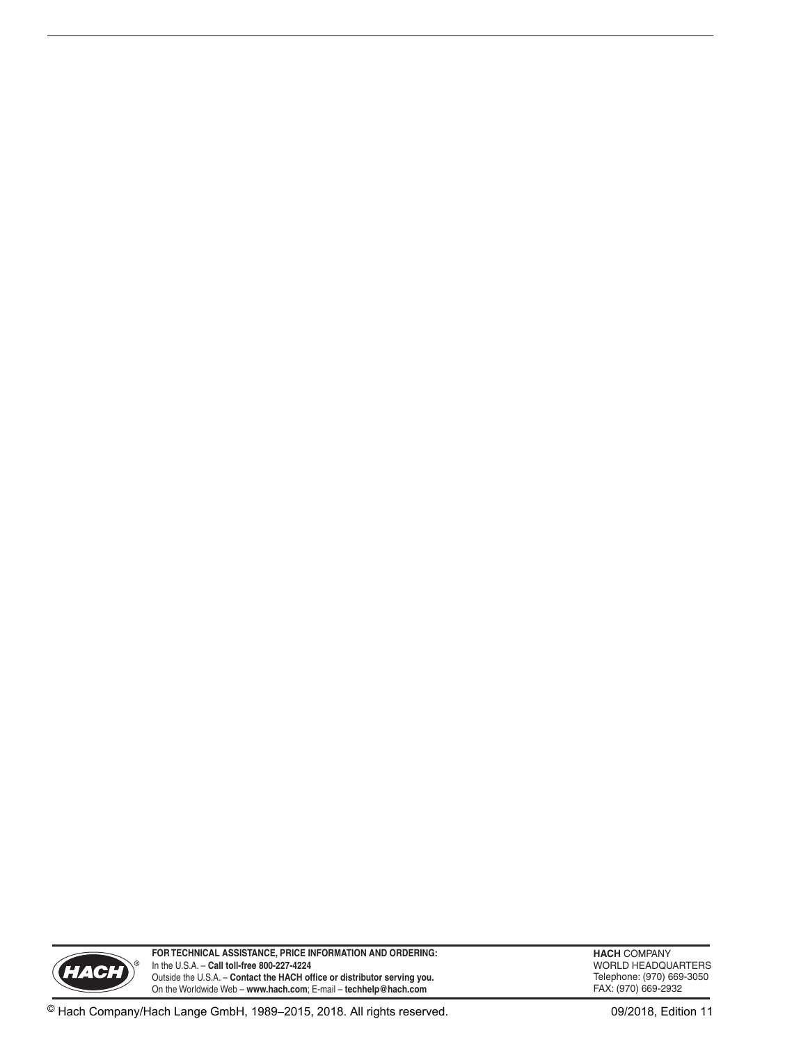**FOR TECHNICAL ASSISTANCE, PRICE INFORMATION AND ORDERING:**
In the U.S.A. – **Call toll-free 800-227-4224**
Outside the U.S.A. – **Contact the HACH office or distributor serving you.**
On the Worldwide Web – **www.hach.com**; E-mail – **techhelp@hach.com**

**HACH** COMPANY
WORLD HEADQUARTERS
Telephone: (970) 669-3050
FAX: (970) 669-2932

© Hach Company/Hach Lange GmbH, 1989–2015, 2018. All rights reserved.

09/2018, Edition 11